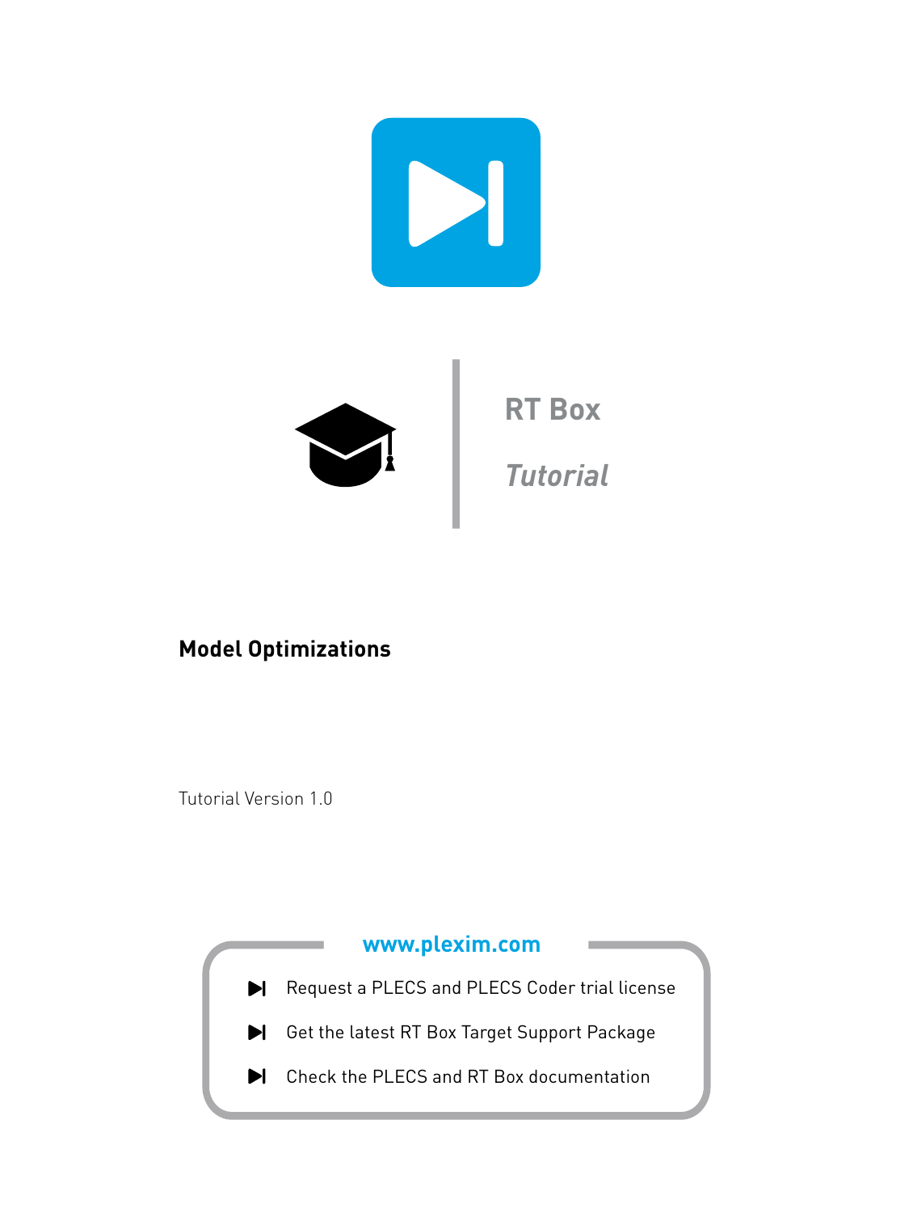# RT Box

*Tutorial*

## Model Optimizations

Tutorial Version 1.0

**www.plexim.com**

- Request a PLECS and PLECS Coder trial license
- Get the latest RT Box Target Support Package
- Check the PLECS and RT Box documentation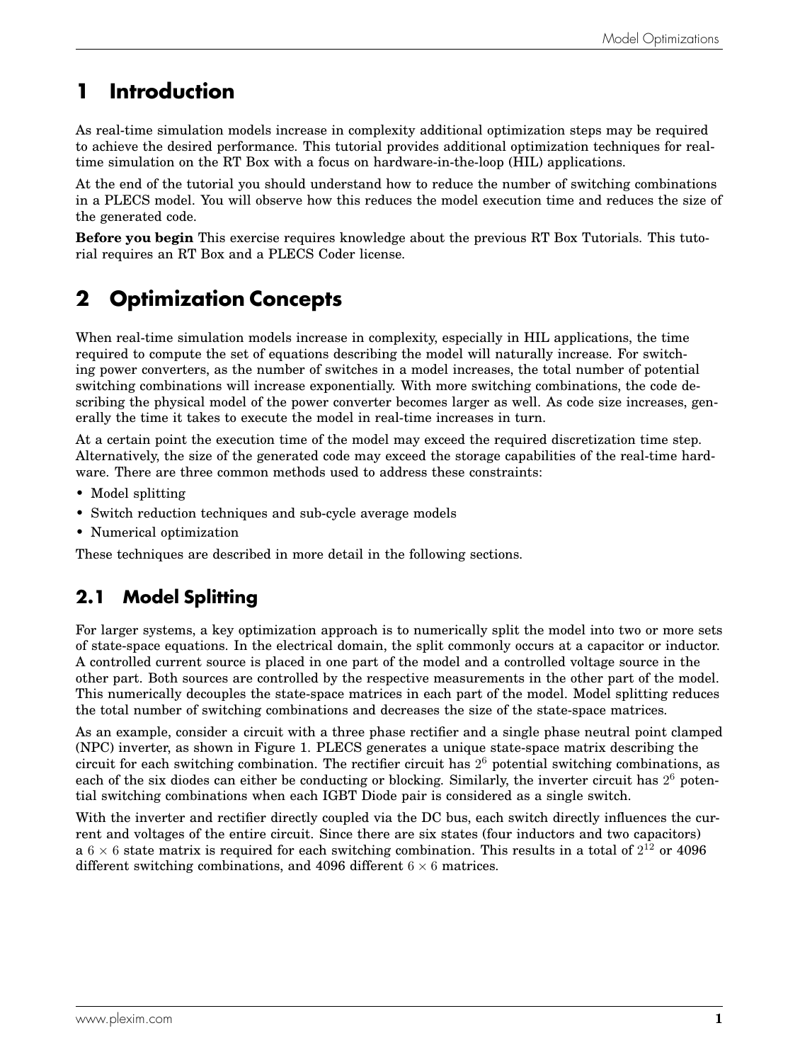# 1 Introduction

As real-time simulation models increase in complexity additional optimization steps may be required to achieve the desired performance. This tutorial provides additional optimization techniques for real-time simulation on the RT Box with a focus on hardware-in-the-loop (HIL) applications.

At the end of the tutorial you should understand how to reduce the number of switching combinations in a PLECS model. You will observe how this reduces the model execution time and reduces the size of the generated code.

**Before you begin** This exercise requires knowledge about the previous RT Box Tutorials. This tutorial requires an RT Box and a PLECS Coder license.

# 2 Optimization Concepts

When real-time simulation models increase in complexity, especially in HIL applications, the time required to compute the set of equations describing the model will naturally increase. For switching power converters, as the number of switches in a model increases, the total number of potential switching combinations will increase exponentially. With more switching combinations, the code describing the physical model of the power converter becomes larger as well. As code size increases, generally the time it takes to execute the model in real-time increases in turn.

At a certain point the execution time of the model may exceed the required discretization time step. Alternatively, the size of the generated code may exceed the storage capabilities of the real-time hardware. There are three common methods used to address these constraints:

- Model splitting
- Switch reduction techniques and sub-cycle average models
- Numerical optimization

These techniques are described in more detail in the following sections.

## 2.1 Model Splitting

For larger systems, a key optimization approach is to numerically split the model into two or more sets of state-space equations. In the electrical domain, the split commonly occurs at a capacitor or inductor. A controlled current source is placed in one part of the model and a controlled voltage source in the other part. Both sources are controlled by the respective measurements in the other part of the model. This numerically decouples the state-space matrices in each part of the model. Model splitting reduces the total number of switching combinations and decreases the size of the state-space matrices.

As an example, consider a circuit with a three phase rectifier and a single phase neutral point clamped (NPC) inverter, as shown in Figure 1. PLECS generates a unique state-space matrix describing the circuit for each switching combination. The rectifier circuit has $2^6$ potential switching combinations, as each of the six diodes can either be conducting or blocking. Similarly, the inverter circuit has $2^6$ potential switching combinations when each IGBT Diode pair is considered as a single switch.

With the inverter and rectifier directly coupled via the DC bus, each switch directly influences the current and voltages of the entire circuit. Since there are six states (four inductors and two capacitors) a $6 \times 6$ state matrix is required for each switching combination. This results in a total of $2^{12}$ or 4096 different switching combinations, and 4096 different $6 \times 6$ matrices.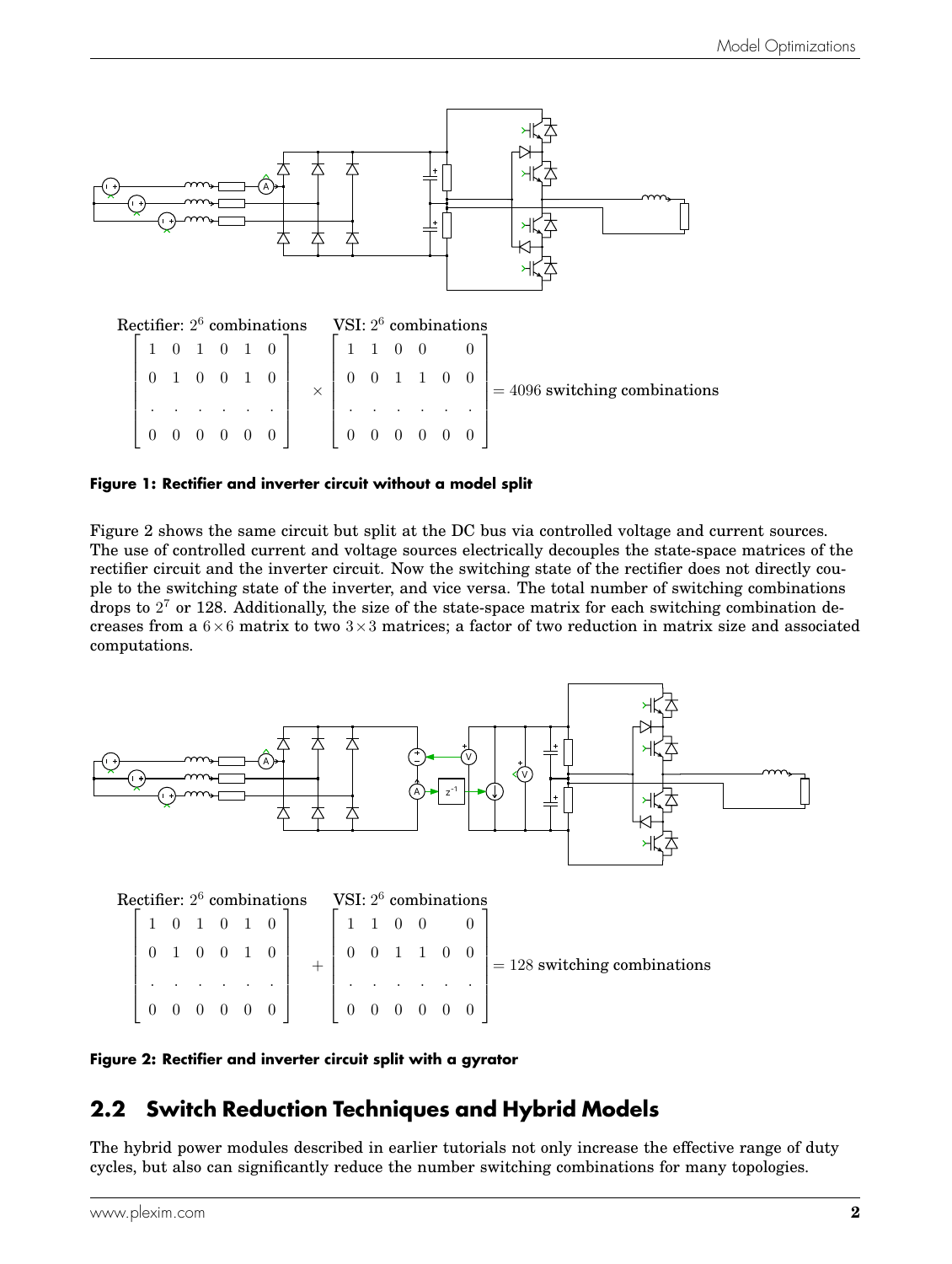Rectifier: $2^6$ combinations VSI: $2^6$ combinations

$$\begin{bmatrix} 1 & 0 & 1 & 0 & 1 & 0 \\ 0 & 1 & 0 & 0 & 1 & 0 \\ . & . & . & . & . & . \\ 0 & 0 & 0 & 0 & 0 & 0 \end{bmatrix} \times \begin{bmatrix} 1 & 1 & 0 & 0 & & 0 \\ 0 & 0 & 1 & 1 & 0 & 0 \\ . & . & . & . & . & . \\ 0 & 0 & 0 & 0 & 0 & 0 \end{bmatrix} = 4096 \text{ switching combinations}$$

**Figure 1: Rectifier and inverter circuit without a model split**

Figure 2 shows the same circuit but split at the DC bus via controlled voltage and current sources. The use of controlled current and voltage sources electrically decouples the state-space matrices of the rectifier circuit and the inverter circuit. Now the switching state of the rectifier does not directly couple to the switching state of the inverter, and vice versa. The total number of switching combinations drops to $2^7$ or 128. Additionally, the size of the state-space matrix for each switching combination decreases from a $6\times6$ matrix to two $3\times3$ matrices; a factor of two reduction in matrix size and associated computations.

Rectifier: $2^6$ combinations VSI: $2^6$ combinations

$$\begin{bmatrix} 1 & 0 & 1 & 0 & 1 & 0 \\ 0 & 1 & 0 & 0 & 1 & 0 \\ . & . & . & . & . & . \\ 0 & 0 & 0 & 0 & 0 & 0 \end{bmatrix} + \begin{bmatrix} 1 & 1 & 0 & 0 & & 0 \\ 0 & 0 & 1 & 1 & 0 & 0 \\ . & . & . & . & . & . \\ 0 & 0 & 0 & 0 & 0 & 0 \end{bmatrix} = 128 \text{ switching combinations}$$

**Figure 2: Rectifier and inverter circuit split with a gyrator**

## 2.2 Switch Reduction Techniques and Hybrid Models

The hybrid power modules described in earlier tutorials not only increase the effective range of duty cycles, but also can significantly reduce the number switching combinations for many topologies.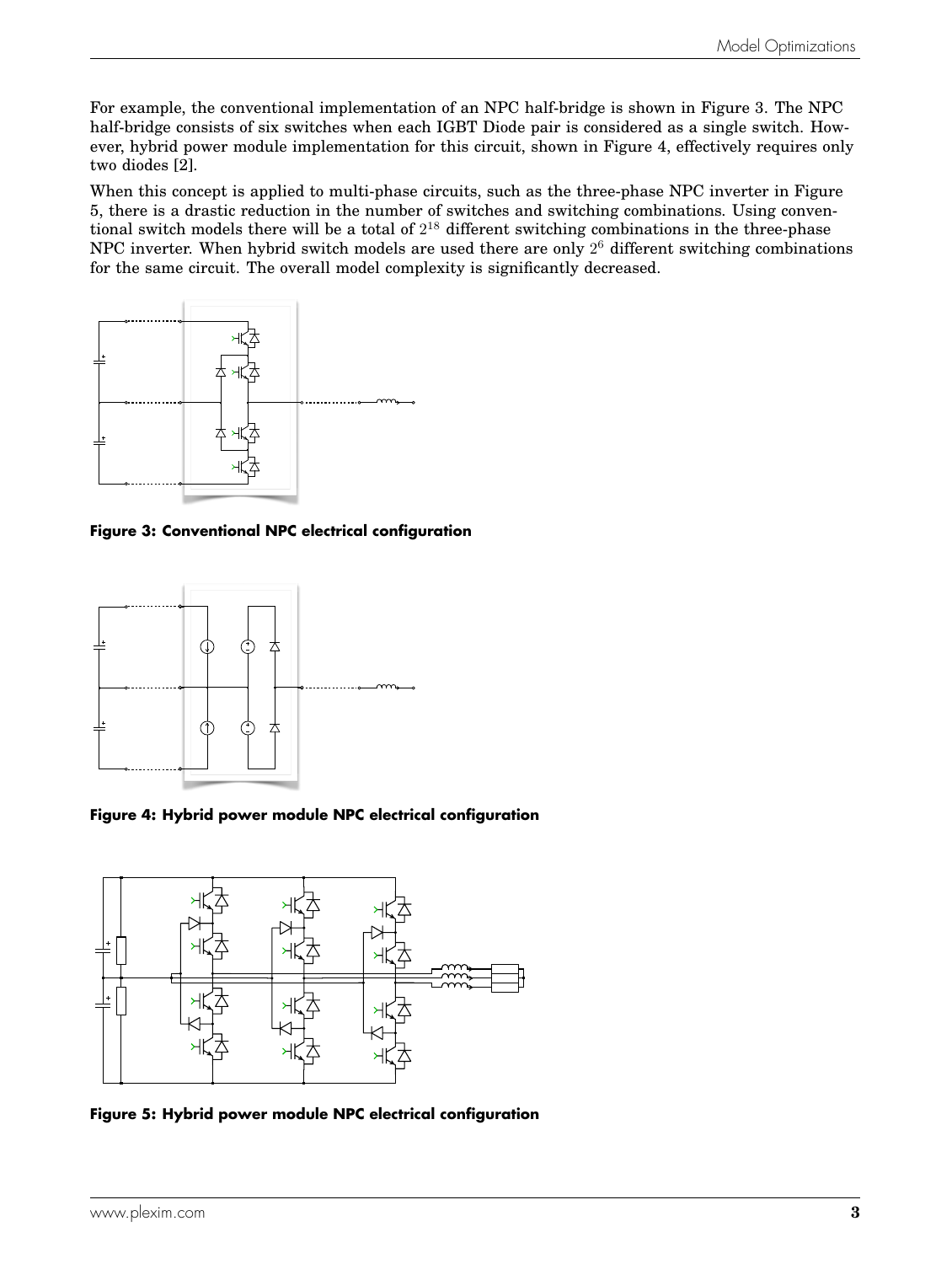For example, the conventional implementation of an NPC half-bridge is shown in Figure 3. The NPC half-bridge consists of six switches when each IGBT Diode pair is considered as a single switch. However, hybrid power module implementation for this circuit, shown in Figure 4, effectively requires only two diodes [2].

When this concept is applied to multi-phase circuits, such as the three-phase NPC inverter in Figure 5, there is a drastic reduction in the number of switches and switching combinations. Using conventional switch models there will be a total of $2^{18}$ different switching combinations in the three-phase NPC inverter. When hybrid switch models are used there are only $2^{6}$ different switching combinations for the same circuit. The overall model complexity is significantly decreased.

**Figure 3: Conventional NPC electrical configuration**

**Figure 4: Hybrid power module NPC electrical configuration**

**Figure 5: Hybrid power module NPC electrical configuration**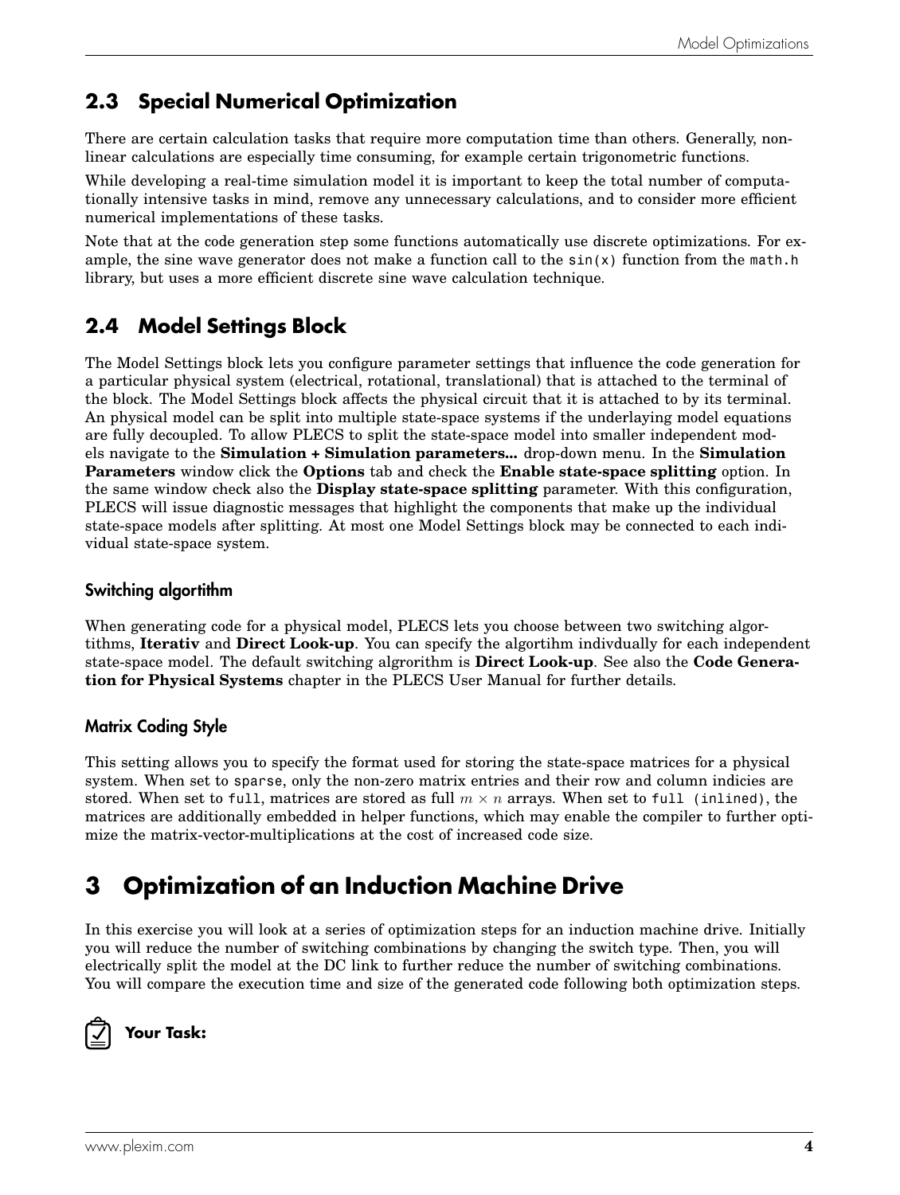## 2.3 Special Numerical Optimization

There are certain calculation tasks that require more computation time than others. Generally, non-linear calculations are especially time consuming, for example certain trigonometric functions.

While developing a real-time simulation model it is important to keep the total number of computationally intensive tasks in mind, remove any unnecessary calculations, and to consider more efficient numerical implementations of these tasks.

Note that at the code generation step some functions automatically use discrete optimizations. For example, the sine wave generator does not make a function call to the `sin(x)` function from the `math.h` library, but uses a more efficient discrete sine wave calculation technique.

## 2.4 Model Settings Block

The Model Settings block lets you configure parameter settings that influence the code generation for a particular physical system (electrical, rotational, translational) that is attached to the terminal of the block. The Model Settings block affects the physical circuit that it is attached to by its terminal. An physical model can be split into multiple state-space systems if the underlaying model equations are fully decoupled. To allow PLECS to split the state-space model into smaller independent models navigate to the **Simulation + Simulation parameters...** drop-down menu. In the **Simulation Parameters** window click the **Options** tab and check the **Enable state-space splitting** option. In the same window check also the **Display state-space splitting** parameter. With this configuration, PLECS will issue diagnostic messages that highlight the components that make up the individual state-space models after splitting. At most one Model Settings block may be connected to each individual state-space system.

### Switching algortithm

When generating code for a physical model, PLECS lets you choose between two switching algortithms, **Iterativ** and **Direct Look-up**. You can specify the algortihm indivdually for each independent state-space model. The default switching algrorithm is **Direct Look-up**. See also the **Code Generation for Physical Systems** chapter in the PLECS User Manual for further details.

### Matrix Coding Style

This setting allows you to specify the format used for storing the state-space matrices for a physical system. When set to `sparse`, only the non-zero matrix entries and their row and column indicies are stored. When set to `full`, matrices are stored as full $m \times n$ arrays. When set to `full (inlined)`, the matrices are additionally embedded in helper functions, which may enable the compiler to further optimize the matrix-vector-multiplications at the cost of increased code size.

# 3 Optimization of an Induction Machine Drive

In this exercise you will look at a series of optimization steps for an induction machine drive. Initially you will reduce the number of switching combinations by changing the switch type. Then, you will electrically split the model at the DC link to further reduce the number of switching combinations. You will compare the execution time and size of the generated code following both optimization steps.

**Your Task:**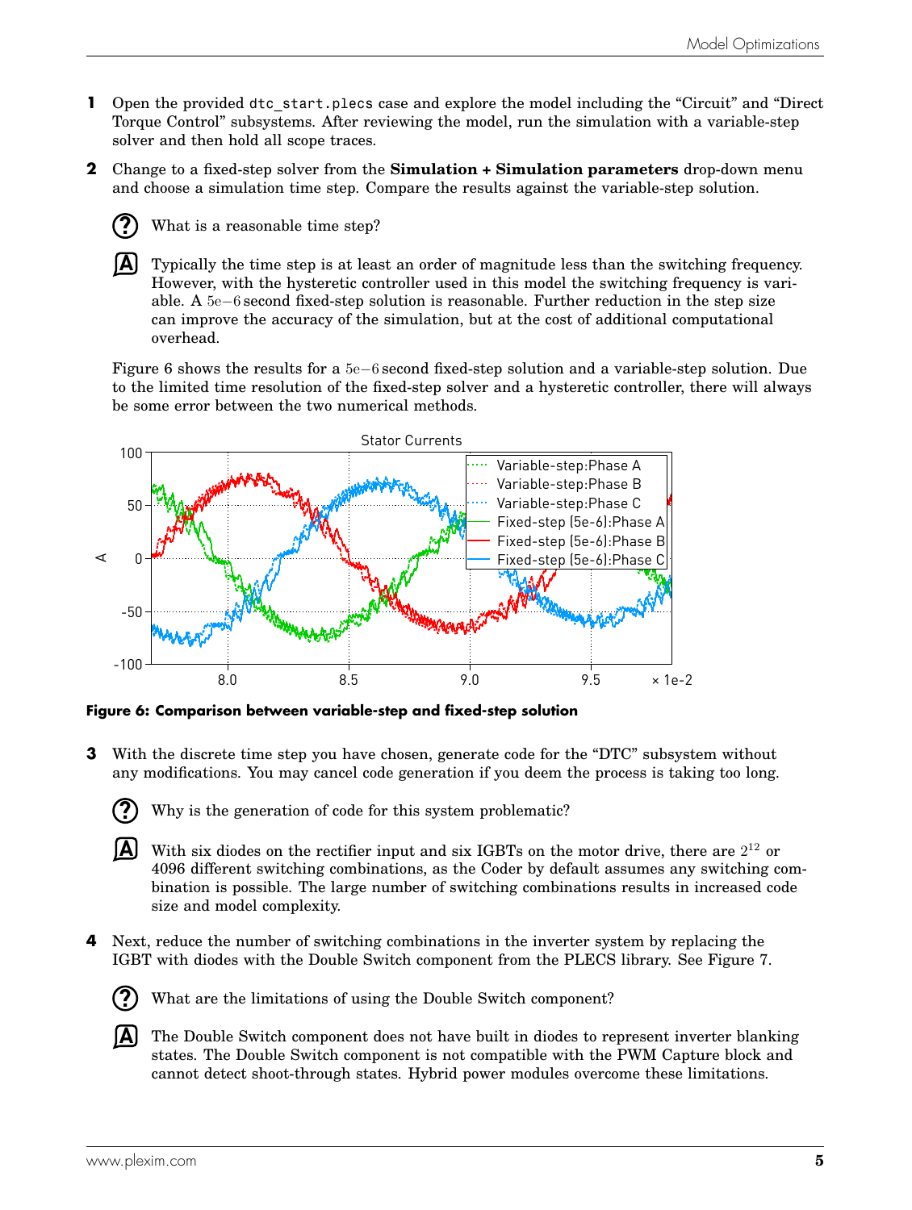1. Open the provided `dtc_start.plecs` case and explore the model including the "Circuit" and "Direct Torque Control" subsystems. After reviewing the model, run the simulation with a variable-step solver and then hold all scope traces.

2. Change to a fixed-step solver from the **Simulation + Simulation parameters** drop-down menu and choose a simulation time step. Compare the results against the variable-step solution.

   **?** What is a reasonable time step?

   **A** Typically the time step is at least an order of magnitude less than the switching frequency. However, with the hysteretic controller used in this model the switching frequency is variable. A $5\mathrm{e}{-6}$ second fixed-step solution is reasonable. Further reduction in the step size can improve the accuracy of the simulation, but at the cost of additional computational overhead.

   Figure 6 shows the results for a $5\mathrm{e}{-6}$ second fixed-step solution and a variable-step solution. Due to the limited time resolution of the fixed-step solver and a hysteretic controller, there will always be some error between the two numerical methods.

**Figure 6: Comparison between variable-step and fixed-step solution**

3. With the discrete time step you have chosen, generate code for the "DTC" subsystem without any modifications. You may cancel code generation if you deem the process is taking too long.

   **?** Why is the generation of code for this system problematic?

   **A** With six diodes on the rectifier input and six IGBTs on the motor drive, there are $2^{12}$ or 4096 different switching combinations, as the Coder by default assumes any switching combination is possible. The large number of switching combinations results in increased code size and model complexity.

4. Next, reduce the number of switching combinations in the inverter system by replacing the IGBT with diodes with the Double Switch component from the PLECS library. See Figure 7.

   **?** What are the limitations of using the Double Switch component?

   **A** The Double Switch component does not have built in diodes to represent inverter blanking states. The Double Switch component is not compatible with the PWM Capture block and cannot detect shoot-through states. Hybrid power modules overcome these limitations.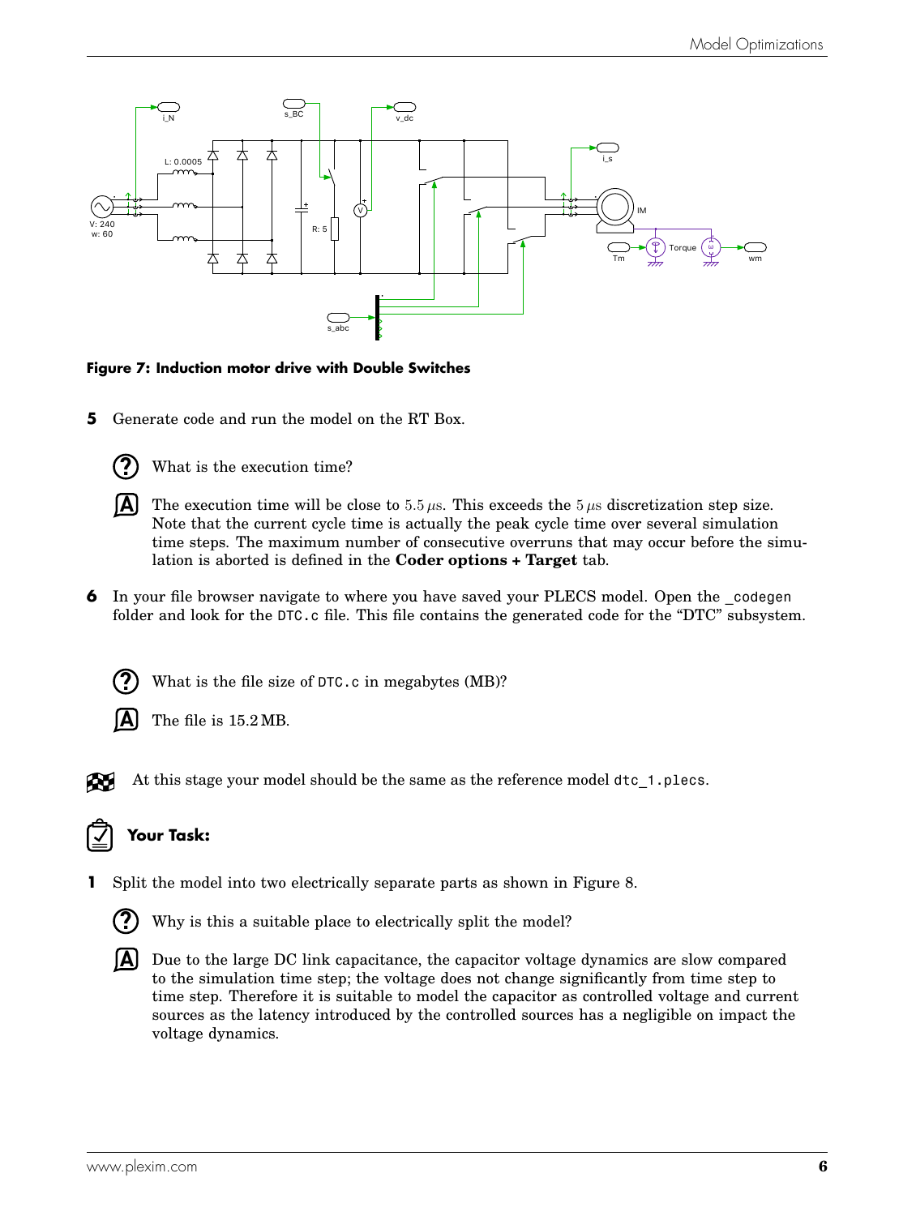**Figure 7: Induction motor drive with Double Switches**

**5** Generate code and run the model on the RT Box.

**?** What is the execution time?

**A** The execution time will be close to $5.5\,\mu s$. This exceeds the $5\,\mu s$ discretization step size. Note that the current cycle time is actually the peak cycle time over several simulation time steps. The maximum number of consecutive overruns that may occur before the simulation is aborted is defined in the **Coder options + Target** tab.

**6** In your file browser navigate to where you have saved your PLECS model. Open the `_codegen` folder and look for the `DTC.c` file. This file contains the generated code for the "DTC" subsystem.

**?** What is the file size of `DTC.c` in megabytes (MB)?

**A** The file is 15.2 MB.

At this stage your model should be the same as the reference model `dtc_1.plecs`.

### Your Task:

**1** Split the model into two electrically separate parts as shown in Figure 8.

**?** Why is this a suitable place to electrically split the model?

**A** Due to the large DC link capacitance, the capacitor voltage dynamics are slow compared to the simulation time step; the voltage does not change significantly from time step to time step. Therefore it is suitable to model the capacitor as controlled voltage and current sources as the latency introduced by the controlled sources has a negligible on impact the voltage dynamics.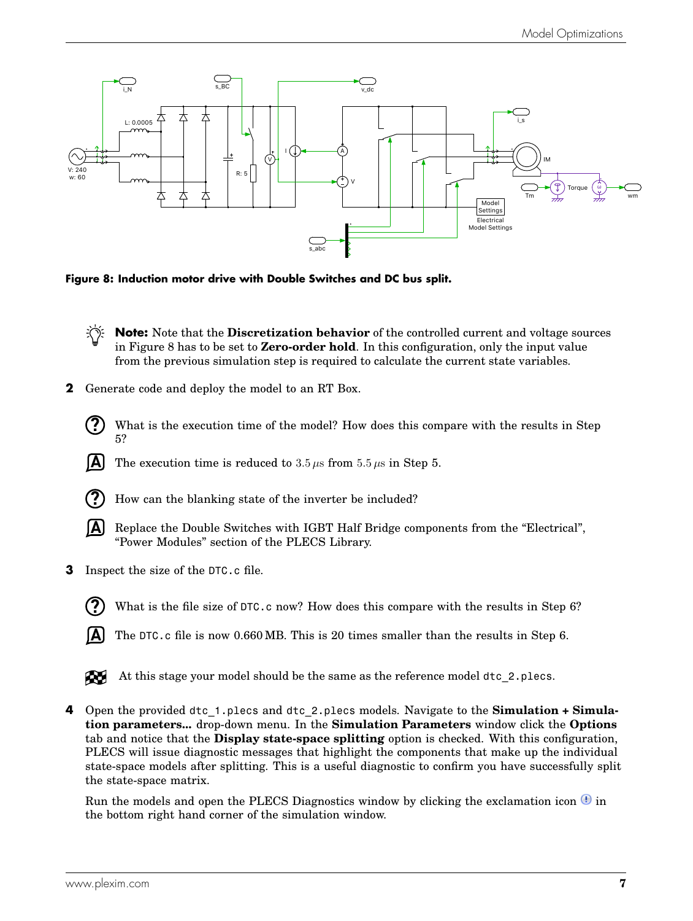**Figure 8: Induction motor drive with Double Switches and DC bus split.**

**Note:** Note that the **Discretization behavior** of the controlled current and voltage sources in Figure 8 has to be set to **Zero-order hold**. In this configuration, only the input value from the previous simulation step is required to calculate the current state variables.

**2** Generate code and deploy the model to an RT Box.

? What is the execution time of the model? How does this compare with the results in Step 5?

A The execution time is reduced to $3.5\,\mu s$ from $5.5\,\mu s$ in Step 5.

? How can the blanking state of the inverter be included?

A Replace the Double Switches with IGBT Half Bridge components from the "Electrical", "Power Modules" section of the PLECS Library.

**3** Inspect the size of the `DTC.c` file.

? What is the file size of `DTC.c` now? How does this compare with the results in Step 6?

A The `DTC.c` file is now 0.660 MB. This is 20 times smaller than the results in Step 6.

At this stage your model should be the same as the reference model `dtc_2.plecs`.

**4** Open the provided `dtc_1.plecs` and `dtc_2.plecs` models. Navigate to the **Simulation + Simulation parameters...** drop-down menu. In the **Simulation Parameters** window click the **Options** tab and notice that the **Display state-space splitting** option is checked. With this configuration, PLECS will issue diagnostic messages that highlight the components that make up the individual state-space models after splitting. This is a useful diagnostic to confirm you have successfully split the state-space matrix.

Run the models and open the PLECS Diagnostics window by clicking the exclamation icon in the bottom right hand corner of the simulation window.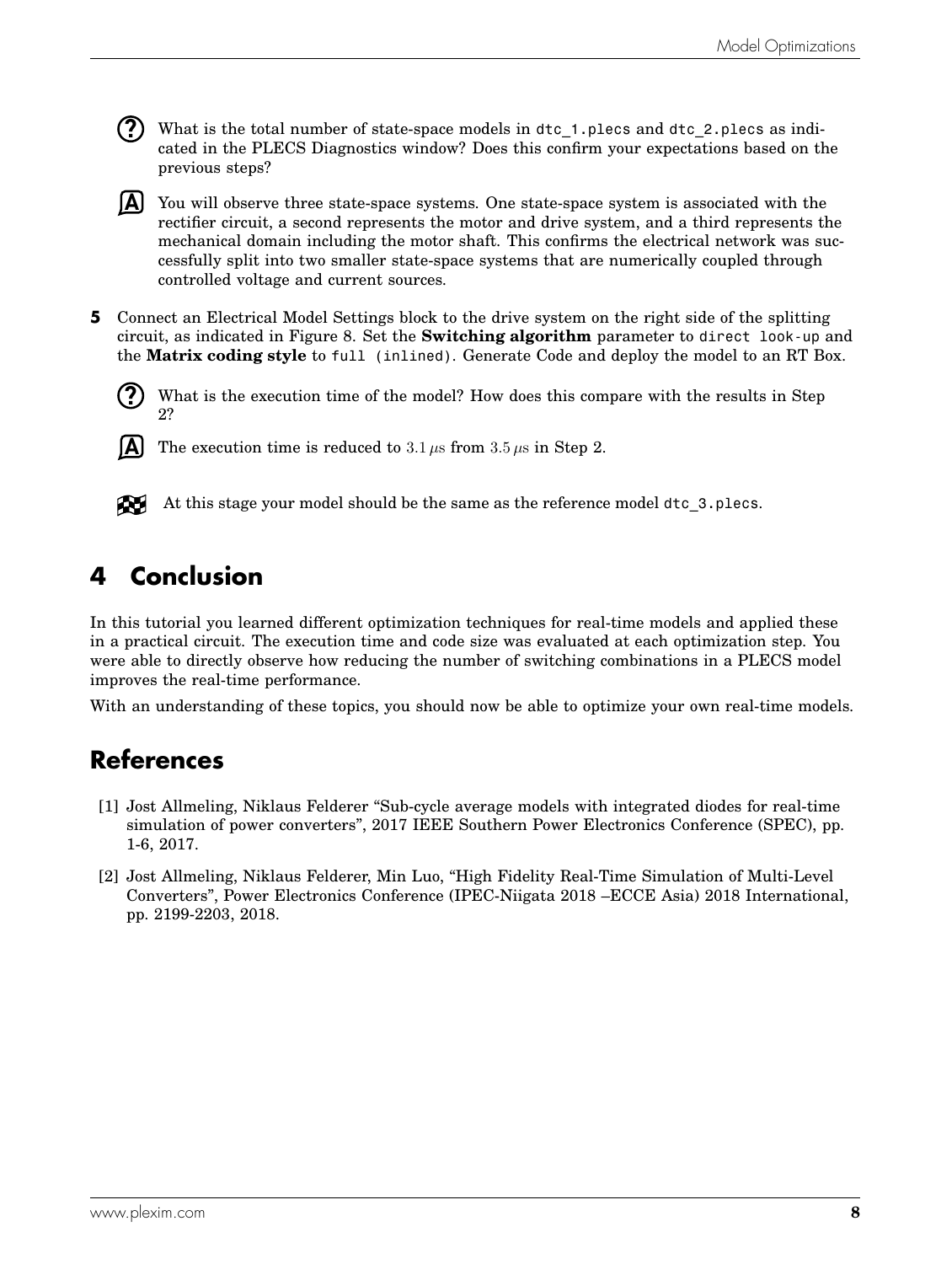**?** What is the total number of state-space models in `dtc_1.plecs` and `dtc_2.plecs` as indicated in the PLECS Diagnostics window? Does this confirm your expectations based on the previous steps?

**A** You will observe three state-space systems. One state-space system is associated with the rectifier circuit, a second represents the motor and drive system, and a third represents the mechanical domain including the motor shaft. This confirms the electrical network was successfully split into two smaller state-space systems that are numerically coupled through controlled voltage and current sources.

**5** Connect an Electrical Model Settings block to the drive system on the right side of the splitting circuit, as indicated in Figure 8. Set the **Switching algorithm** parameter to `direct look-up` and the **Matrix coding style** to `full (inlined)`. Generate Code and deploy the model to an RT Box.

**?** What is the execution time of the model? How does this compare with the results in Step 2?

**A** The execution time is reduced to $3.1\,\mu\text{s}$ from $3.5\,\mu\text{s}$ in Step 2.

At this stage your model should be the same as the reference model `dtc_3.plecs`.

## 4 Conclusion

In this tutorial you learned different optimization techniques for real-time models and applied these in a practical circuit. The execution time and code size was evaluated at each optimization step. You were able to directly observe how reducing the number of switching combinations in a PLECS model improves the real-time performance.

With an understanding of these topics, you should now be able to optimize your own real-time models.

## References

[1] Jost Allmeling, Niklaus Felderer "Sub-cycle average models with integrated diodes for real-time simulation of power converters", 2017 IEEE Southern Power Electronics Conference (SPEC), pp. 1-6, 2017.

[2] Jost Allmeling, Niklaus Felderer, Min Luo, "High Fidelity Real-Time Simulation of Multi-Level Converters", Power Electronics Conference (IPEC-Niigata 2018 –ECCE Asia) 2018 International, pp. 2199-2203, 2018.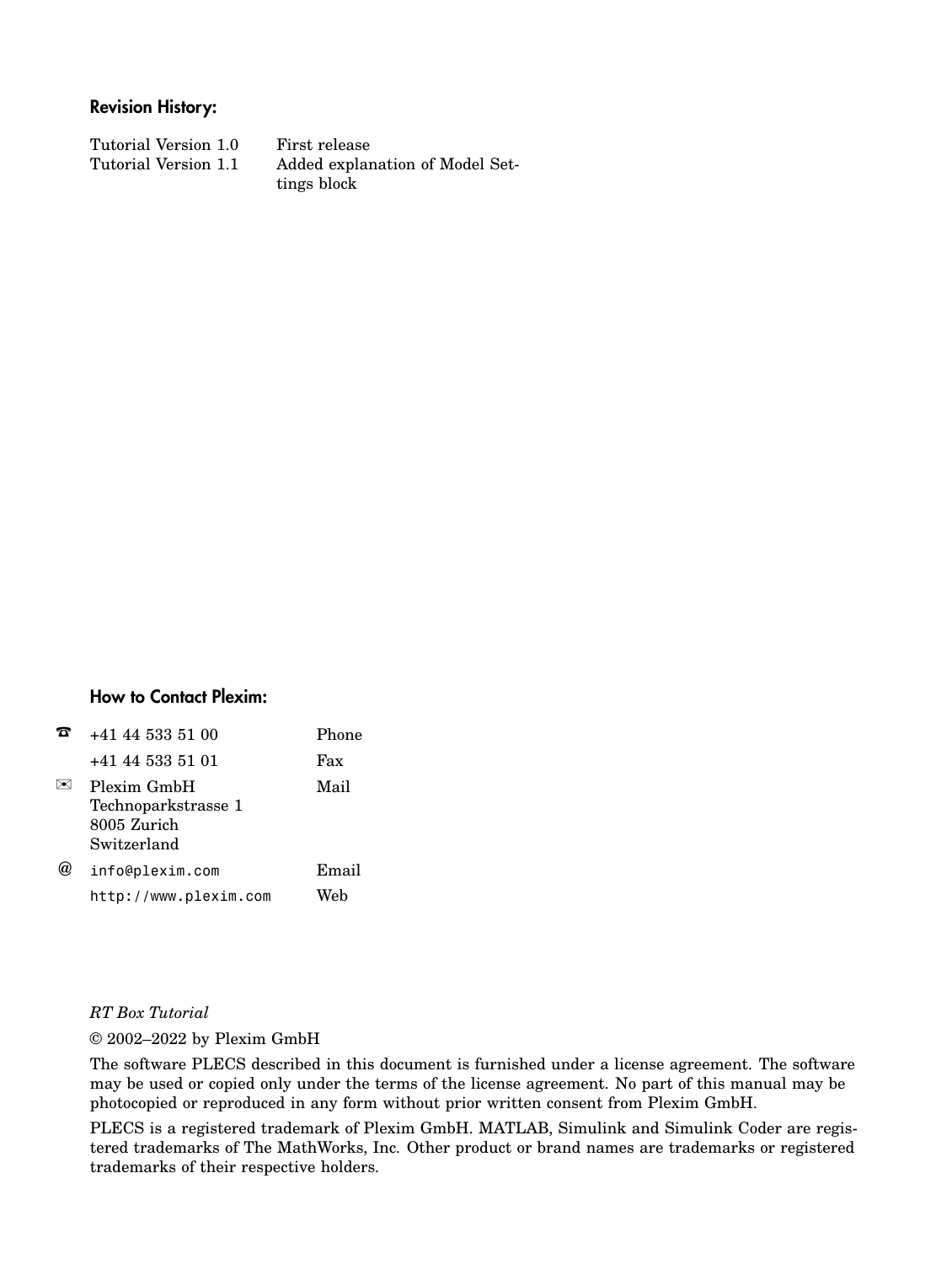### Revision History:

| | |
|---|---|
| Tutorial Version 1.0 | First release |
| Tutorial Version 1.1 | Added explanation of Model Settings block |

### How to Contact Plexim:

| | | |
|---|---|---|
| ☎ | +41 44 533 51 00 | Phone |
| | +41 44 533 51 01 | Fax |
| ✉ | Plexim GmbH<br>Technoparkstrasse 1<br>8005 Zurich<br>Switzerland | Mail |
| @ | `info@plexim.com` | Email |
| | `http://www.plexim.com` | Web |

*RT Box Tutorial*

© 2002–2022 by Plexim GmbH

The software PLECS described in this document is furnished under a license agreement. The software may be used or copied only under the terms of the license agreement. No part of this manual may be photocopied or reproduced in any form without prior written consent from Plexim GmbH.

PLECS is a registered trademark of Plexim GmbH. MATLAB, Simulink and Simulink Coder are registered trademarks of The MathWorks, Inc. Other product or brand names are trademarks or registered trademarks of their respective holders.